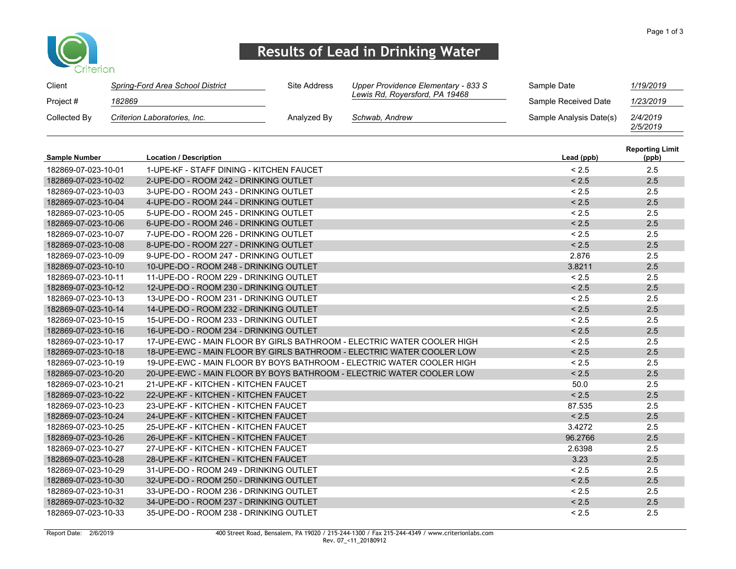Criterion

# Results of Lead in Drinking Water

| Client | *Spring-Ford Area School District* | Site Address | *Upper Providence Elementary - 833 S Lewis Rd, Royersford, PA 19468* | Sample Date | *1/19/2019* |
|---|---|---|---|---|---|
| Project # | *182869* | | | Sample Received Date | *1/23/2019* |
| Collected By | *Criterion Laboratories, Inc.* | Analyzed By | *Schwab, Andrew* | Sample Analysis Date(s) | *2/4/2019* *2/5/2019* |

| Sample Number | Location / Description | Lead (ppb) | Reporting Limit (ppb) |
|---|---|---|---|
| 182869-07-023-10-01 | 1-UPE-KF - STAFF DINING - KITCHEN FAUCET | < 2.5 | 2.5 |
| 182869-07-023-10-02 | 2-UPE-DO - ROOM 242 - DRINKING OUTLET | < 2.5 | 2.5 |
| 182869-07-023-10-03 | 3-UPE-DO - ROOM 243 - DRINKING OUTLET | < 2.5 | 2.5 |
| 182869-07-023-10-04 | 4-UPE-DO - ROOM 244 - DRINKING OUTLET | < 2.5 | 2.5 |
| 182869-07-023-10-05 | 5-UPE-DO - ROOM 245 - DRINKING OUTLET | < 2.5 | 2.5 |
| 182869-07-023-10-06 | 6-UPE-DO - ROOM 246 - DRINKING OUTLET | < 2.5 | 2.5 |
| 182869-07-023-10-07 | 7-UPE-DO - ROOM 226 - DRINKING OUTLET | < 2.5 | 2.5 |
| 182869-07-023-10-08 | 8-UPE-DO - ROOM 227 - DRINKING OUTLET | < 2.5 | 2.5 |
| 182869-07-023-10-09 | 9-UPE-DO - ROOM 247 - DRINKING OUTLET | 2.876 | 2.5 |
| 182869-07-023-10-10 | 10-UPE-DO - ROOM 248 - DRINKING OUTLET | 3.8211 | 2.5 |
| 182869-07-023-10-11 | 11-UPE-DO - ROOM 229 - DRINKING OUTLET | < 2.5 | 2.5 |
| 182869-07-023-10-12 | 12-UPE-DO - ROOM 230 - DRINKING OUTLET | < 2.5 | 2.5 |
| 182869-07-023-10-13 | 13-UPE-DO - ROOM 231 - DRINKING OUTLET | < 2.5 | 2.5 |
| 182869-07-023-10-14 | 14-UPE-DO - ROOM 232 - DRINKING OUTLET | < 2.5 | 2.5 |
| 182869-07-023-10-15 | 15-UPE-DO - ROOM 233 - DRINKING OUTLET | < 2.5 | 2.5 |
| 182869-07-023-10-16 | 16-UPE-DO - ROOM 234 - DRINKING OUTLET | < 2.5 | 2.5 |
| 182869-07-023-10-17 | 17-UPE-EWC - MAIN FLOOR BY GIRLS BATHROOM - ELECTRIC WATER COOLER HIGH | < 2.5 | 2.5 |
| 182869-07-023-10-18 | 18-UPE-EWC - MAIN FLOOR BY GIRLS BATHROOM - ELECTRIC WATER COOLER LOW | < 2.5 | 2.5 |
| 182869-07-023-10-19 | 19-UPE-EWC - MAIN FLOOR BY BOYS BATHROOM - ELECTRIC WATER COOLER HIGH | < 2.5 | 2.5 |
| 182869-07-023-10-20 | 20-UPE-EWC - MAIN FLOOR BY BOYS BATHROOM - ELECTRIC WATER COOLER LOW | < 2.5 | 2.5 |
| 182869-07-023-10-21 | 21-UPE-KF - KITCHEN - KITCHEN FAUCET | 50.0 | 2.5 |
| 182869-07-023-10-22 | 22-UPE-KF - KITCHEN - KITCHEN FAUCET | < 2.5 | 2.5 |
| 182869-07-023-10-23 | 23-UPE-KF - KITCHEN - KITCHEN FAUCET | 87.535 | 2.5 |
| 182869-07-023-10-24 | 24-UPE-KF - KITCHEN - KITCHEN FAUCET | < 2.5 | 2.5 |
| 182869-07-023-10-25 | 25-UPE-KF - KITCHEN - KITCHEN FAUCET | 3.4272 | 2.5 |
| 182869-07-023-10-26 | 26-UPE-KF - KITCHEN - KITCHEN FAUCET | 96.2766 | 2.5 |
| 182869-07-023-10-27 | 27-UPE-KF - KITCHEN - KITCHEN FAUCET | 2.6398 | 2.5 |
| 182869-07-023-10-28 | 28-UPE-KF - KITCHEN - KITCHEN FAUCET | 3.23 | 2.5 |
| 182869-07-023-10-29 | 31-UPE-DO - ROOM 249 - DRINKING OUTLET | < 2.5 | 2.5 |
| 182869-07-023-10-30 | 32-UPE-DO - ROOM 250 - DRINKING OUTLET | < 2.5 | 2.5 |
| 182869-07-023-10-31 | 33-UPE-DO - ROOM 236 - DRINKING OUTLET | < 2.5 | 2.5 |
| 182869-07-023-10-32 | 34-UPE-DO - ROOM 237 - DRINKING OUTLET | < 2.5 | 2.5 |
| 182869-07-023-10-33 | 35-UPE-DO - ROOM 238 - DRINKING OUTLET | < 2.5 | 2.5 |

Report Date: 2/6/2019

400 Street Road, Bensalem, PA 19020 / 215-244-1300 / Fax 215-244-4349 / www.criterionlabs.com
Rev. 07_<11_20180912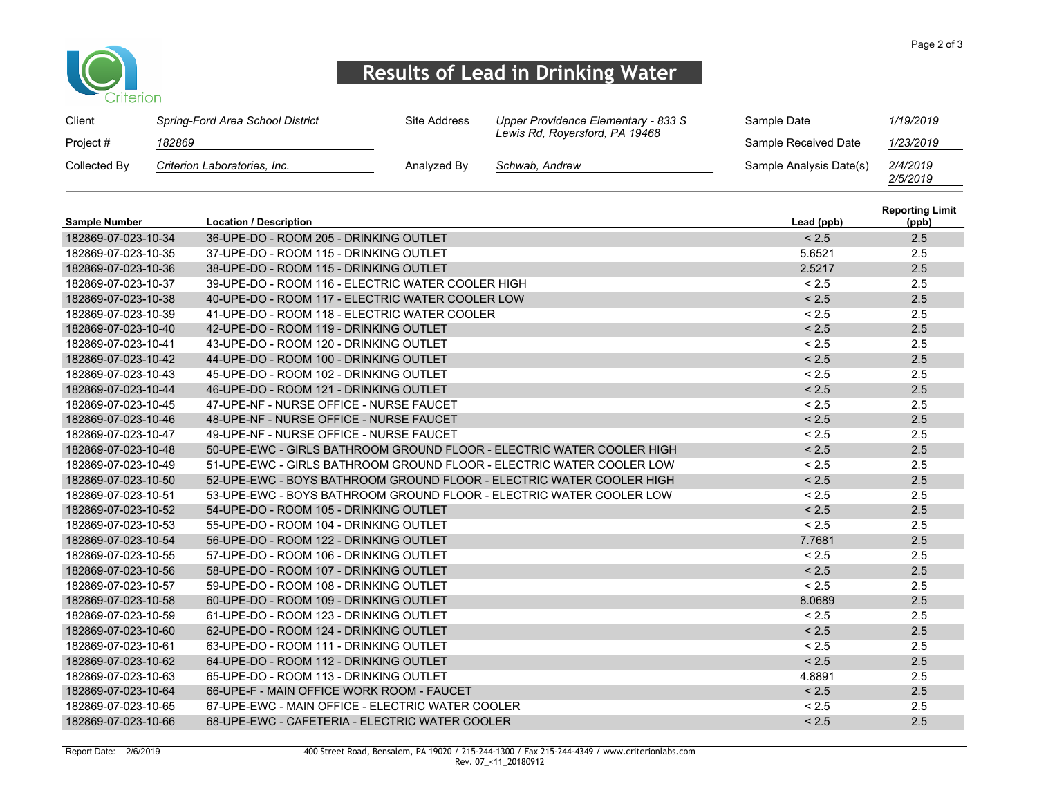# Results of Lead in Drinking Water

| Client | *Spring-Ford Area School District* | Site Address | *Upper Providence Elementary - 833 S Lewis Rd, Royersford, PA 19468* | Sample Date | *1/19/2019* |
|---|---|---|---|---|---|
| Project # | *182869* | | | Sample Received Date | *1/23/2019* |
| Collected By | *Criterion Laboratories, Inc.* | Analyzed By | *Schwab, Andrew* | Sample Analysis Date(s) | *2/4/2019 2/5/2019* |

| Sample Number | Location / Description | Lead (ppb) | Reporting Limit (ppb) |
|---|---|---|---|
| 182869-07-023-10-34 | 36-UPE-DO - ROOM 205 - DRINKING OUTLET | < 2.5 | 2.5 |
| 182869-07-023-10-35 | 37-UPE-DO - ROOM 115 - DRINKING OUTLET | 5.6521 | 2.5 |
| 182869-07-023-10-36 | 38-UPE-DO - ROOM 115 - DRINKING OUTLET | 2.5217 | 2.5 |
| 182869-07-023-10-37 | 39-UPE-DO - ROOM 116 - ELECTRIC WATER COOLER HIGH | < 2.5 | 2.5 |
| 182869-07-023-10-38 | 40-UPE-DO - ROOM 117 - ELECTRIC WATER COOLER LOW | < 2.5 | 2.5 |
| 182869-07-023-10-39 | 41-UPE-DO - ROOM 118 - ELECTRIC WATER COOLER | < 2.5 | 2.5 |
| 182869-07-023-10-40 | 42-UPE-DO - ROOM 119 - DRINKING OUTLET | < 2.5 | 2.5 |
| 182869-07-023-10-41 | 43-UPE-DO - ROOM 120 - DRINKING OUTLET | < 2.5 | 2.5 |
| 182869-07-023-10-42 | 44-UPE-DO - ROOM 100 - DRINKING OUTLET | < 2.5 | 2.5 |
| 182869-07-023-10-43 | 45-UPE-DO - ROOM 102 - DRINKING OUTLET | < 2.5 | 2.5 |
| 182869-07-023-10-44 | 46-UPE-DO - ROOM 121 - DRINKING OUTLET | < 2.5 | 2.5 |
| 182869-07-023-10-45 | 47-UPE-NF - NURSE OFFICE - NURSE FAUCET | < 2.5 | 2.5 |
| 182869-07-023-10-46 | 48-UPE-NF - NURSE OFFICE - NURSE FAUCET | < 2.5 | 2.5 |
| 182869-07-023-10-47 | 49-UPE-NF - NURSE OFFICE - NURSE FAUCET | < 2.5 | 2.5 |
| 182869-07-023-10-48 | 50-UPE-EWC - GIRLS BATHROOM GROUND FLOOR - ELECTRIC WATER COOLER HIGH | < 2.5 | 2.5 |
| 182869-07-023-10-49 | 51-UPE-EWC - GIRLS BATHROOM GROUND FLOOR - ELECTRIC WATER COOLER LOW | < 2.5 | 2.5 |
| 182869-07-023-10-50 | 52-UPE-EWC - BOYS BATHROOM GROUND FLOOR - ELECTRIC WATER COOLER HIGH | < 2.5 | 2.5 |
| 182869-07-023-10-51 | 53-UPE-EWC - BOYS BATHROOM GROUND FLOOR - ELECTRIC WATER COOLER LOW | < 2.5 | 2.5 |
| 182869-07-023-10-52 | 54-UPE-DO - ROOM 105 - DRINKING OUTLET | < 2.5 | 2.5 |
| 182869-07-023-10-53 | 55-UPE-DO - ROOM 104 - DRINKING OUTLET | < 2.5 | 2.5 |
| 182869-07-023-10-54 | 56-UPE-DO - ROOM 122 - DRINKING OUTLET | 7.7681 | 2.5 |
| 182869-07-023-10-55 | 57-UPE-DO - ROOM 106 - DRINKING OUTLET | < 2.5 | 2.5 |
| 182869-07-023-10-56 | 58-UPE-DO - ROOM 107 - DRINKING OUTLET | < 2.5 | 2.5 |
| 182869-07-023-10-57 | 59-UPE-DO - ROOM 108 - DRINKING OUTLET | < 2.5 | 2.5 |
| 182869-07-023-10-58 | 60-UPE-DO - ROOM 109 - DRINKING OUTLET | 8.0689 | 2.5 |
| 182869-07-023-10-59 | 61-UPE-DO - ROOM 123 - DRINKING OUTLET | < 2.5 | 2.5 |
| 182869-07-023-10-60 | 62-UPE-DO - ROOM 124 - DRINKING OUTLET | < 2.5 | 2.5 |
| 182869-07-023-10-61 | 63-UPE-DO - ROOM 111 - DRINKING OUTLET | < 2.5 | 2.5 |
| 182869-07-023-10-62 | 64-UPE-DO - ROOM 112 - DRINKING OUTLET | < 2.5 | 2.5 |
| 182869-07-023-10-63 | 65-UPE-DO - ROOM 113 - DRINKING OUTLET | 4.8891 | 2.5 |
| 182869-07-023-10-64 | 66-UPE-F - MAIN OFFICE WORK ROOM - FAUCET | < 2.5 | 2.5 |
| 182869-07-023-10-65 | 67-UPE-EWC - MAIN OFFICE - ELECTRIC WATER COOLER | < 2.5 | 2.5 |
| 182869-07-023-10-66 | 68-UPE-EWC - CAFETERIA - ELECTRIC WATER COOLER | < 2.5 | 2.5 |

Report Date: 2/6/2019

400 Street Road, Bensalem, PA 19020 / 215-244-1300 / Fax 215-244-4349 / www.criterionlabs.com
Rev. 07_<11_20180912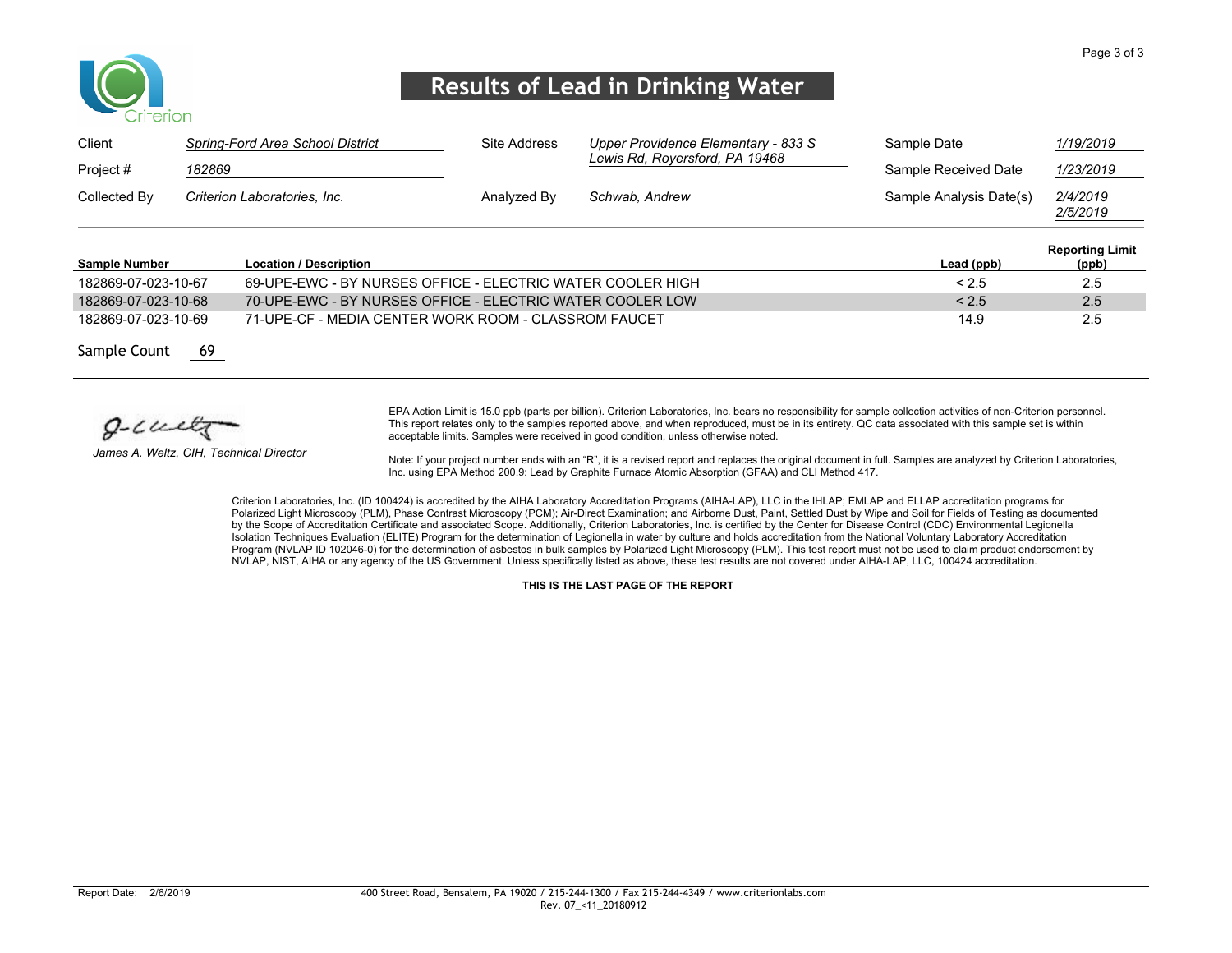# Results of Lead in Drinking Water

| | | | | | |
|---|---|---|---|---|---|
| Client | *Spring-Ford Area School District* | Site Address | *Upper Providence Elementary - 833 S Lewis Rd, Royersford, PA 19468* | Sample Date | *1/19/2019* |
| Project # | *182869* | | | Sample Received Date | *1/23/2019* |
| Collected By | *Criterion Laboratories, Inc.* | Analyzed By | *Schwab, Andrew* | Sample Analysis Date(s) | *2/4/2019 2/5/2019* |

| Sample Number | Location / Description | Lead (ppb) | Reporting Limit (ppb) |
|---|---|---|---|
| 182869-07-023-10-67 | 69-UPE-EWC - BY NURSES OFFICE - ELECTRIC WATER COOLER HIGH | < 2.5 | 2.5 |
| 182869-07-023-10-68 | 70-UPE-EWC - BY NURSES OFFICE - ELECTRIC WATER COOLER LOW | < 2.5 | 2.5 |
| 182869-07-023-10-69 | 71-UPE-CF - MEDIA CENTER WORK ROOM - CLASSROM FAUCET | 14.9 | 2.5 |

Sample Count 69

*James A. Weltz, CIH, Technical Director*

EPA Action Limit is 15.0 ppb (parts per billion). Criterion Laboratories, Inc. bears no responsibility for sample collection activities of non-Criterion personnel. This report relates only to the samples reported above, and when reproduced, must be in its entirety. QC data associated with this sample set is within acceptable limits. Samples were received in good condition, unless otherwise noted.

Note: If your project number ends with an "R", it is a revised report and replaces the original document in full. Samples are analyzed by Criterion Laboratories, Inc. using EPA Method 200.9: Lead by Graphite Furnace Atomic Absorption (GFAA) and CLI Method 417.

Criterion Laboratories, Inc. (ID 100424) is accredited by the AIHA Laboratory Accreditation Programs (AIHA-LAP), LLC in the IHLAP; EMLAP and ELLAP accreditation programs for Polarized Light Microscopy (PLM), Phase Contrast Microscopy (PCM); Air-Direct Examination; and Airborne Dust, Paint, Settled Dust by Wipe and Soil for Fields of Testing as documented by the Scope of Accreditation Certificate and associated Scope. Additionally, Criterion Laboratories, Inc. is certified by the Center for Disease Control (CDC) Environmental Legionella Isolation Techniques Evaluation (ELITE) Program for the determination of Legionella in water by culture and holds accreditation from the National Voluntary Laboratory Accreditation Program (NVLAP ID 102046-0) for the determination of asbestos in bulk samples by Polarized Light Microscopy (PLM). This test report must not be used to claim product endorsement by NVLAP, NIST, AIHA or any agency of the US Government. Unless specifically listed as above, these test results are not covered under AIHA-LAP, LLC, 100424 accreditation.

**THIS IS THE LAST PAGE OF THE REPORT**

Report Date: 2/6/2019

400 Street Road, Bensalem, PA 19020 / 215-244-1300 / Fax 215-244-4349 / www.criterionlabs.com
Rev. 07_<11_20180912